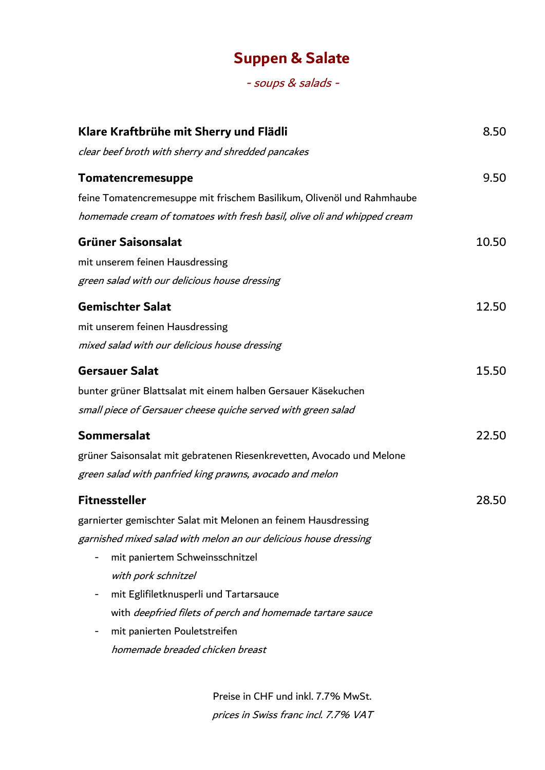# Suppen & Salate

*- soups & salads -*

**Klare Kraftbrühe mit Sherry und Flädli** 8.50

*clear beef broth with sherry and shredded pancakes*

**Tomatencremesuppe** 9.50

feine Tomatencremesuppe mit frischem Basilikum, Olivenöl und Rahmhaube

*homemade cream of tomatoes with fresh basil, olive oli and whipped cream*

**Grüner Saisonsalat** 10.50

mit unserem feinen Hausdressing

*green salad with our delicious house dressing*

**Gemischter Salat** 12.50

mit unserem feinen Hausdressing

*mixed salad with our delicious house dressing*

**Gersauer Salat** 15.50

bunter grüner Blattsalat mit einem halben Gersauer Käsekuchen

*small piece of Gersauer cheese quiche served with green salad*

**Sommersalat** 22.50

grüner Saisonsalat mit gebratenen Riesenkrevetten, Avocado und Melone

*green salad with panfried king prawns, avocado and melon*

**Fitnessteller** 28.50

garnierter gemischter Salat mit Melonen an feinem Hausdressing

*garnished mixed salad with melon an our delicious house dressing*

- mit paniertem Schweinsschnitzel
  *with pork schnitzel*
- mit Eglifiletknusperli und Tartarsauce
  with *deepfried filets of perch and homemade tartare sauce*
- mit panierten Pouletstreifen
  *homemade breaded chicken breast*

Preise in CHF und inkl. 7.7% MwSt.

*prices in Swiss franc incl. 7.7% VAT*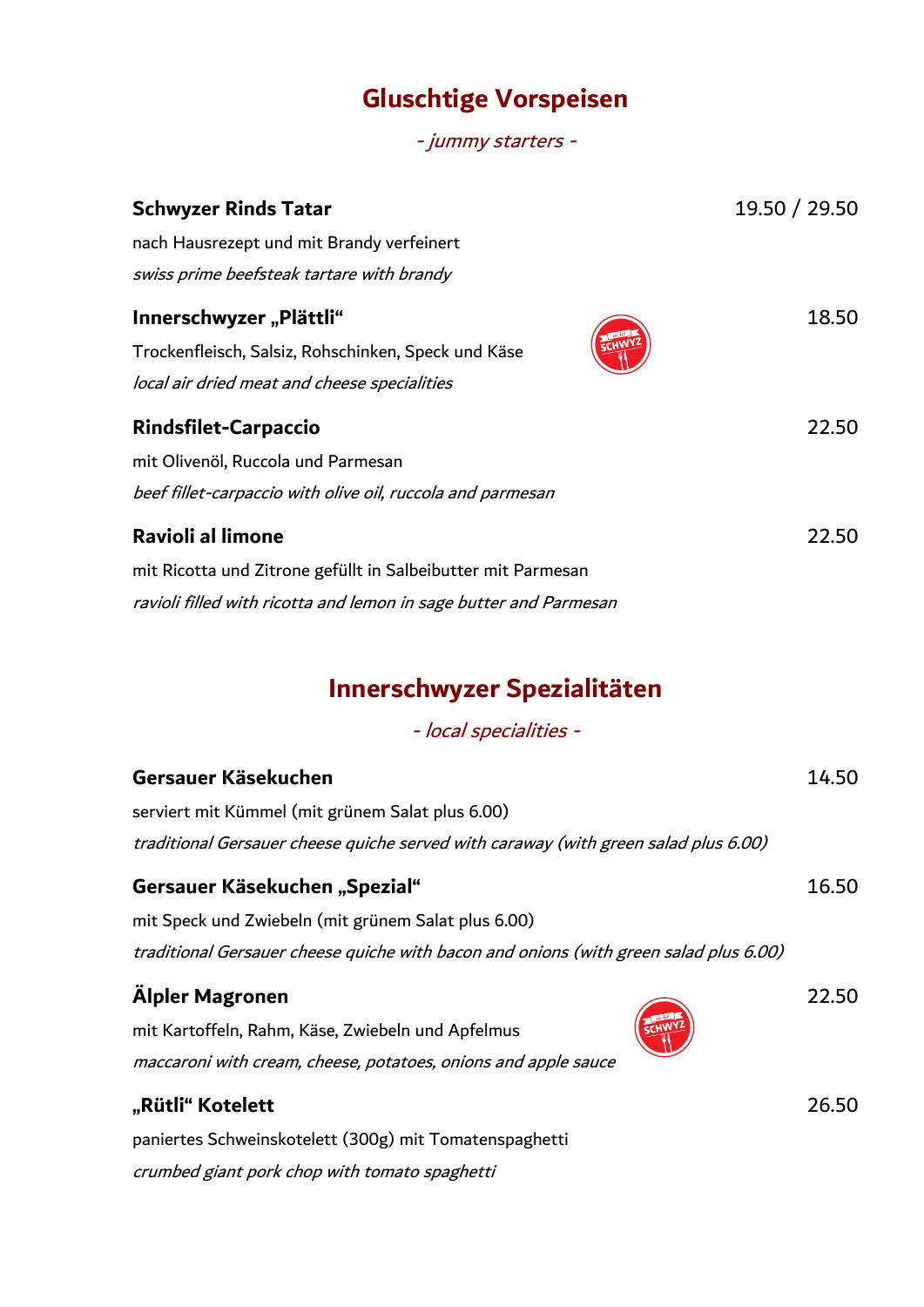## Gluschtige Vorspeisen

*- jummy starters -*

**Schwyzer Rinds Tatar** 19.50 / 29.50

nach Hausrezept und mit Brandy verfeinert

*swiss prime beefsteak tartare with brandy*

**Innerschwyzer „Plättli“** 18.50

Trockenfleisch, Salsiz, Rohschinken, Speck und Käse

*local air dried meat and cheese specialities*

**Rindsfilet-Carpaccio** 22.50

mit Olivenöl, Ruccola und Parmesan

*beef fillet-carpaccio with olive oil, ruccola and parmesan*

**Ravioli al limone** 22.50

mit Ricotta und Zitrone gefüllt in Salbeibutter mit Parmesan

*ravioli filled with ricotta and lemon in sage butter and Parmesan*

## Innerschwyzer Spezialitäten

*- local specialities -*

**Gersauer Käsekuchen** 14.50

serviert mit Kümmel (mit grünem Salat plus 6.00)

*traditional Gersauer cheese quiche served with caraway (with green salad plus 6.00)*

**Gersauer Käsekuchen „Spezial“** 16.50

mit Speck und Zwiebeln (mit grünem Salat plus 6.00)

*traditional Gersauer cheese quiche with bacon and onions (with green salad plus 6.00)*

**Älpler Magronen** 22.50

mit Kartoffeln, Rahm, Käse, Zwiebeln und Apfelmus

*maccaroni with cream, cheese, potatoes, onions and apple sauce*

**„Rütli“ Kotelett** 26.50

paniertes Schweinskotelett (300g) mit Tomatenspaghetti

*crumbed giant pork chop with tomato spaghetti*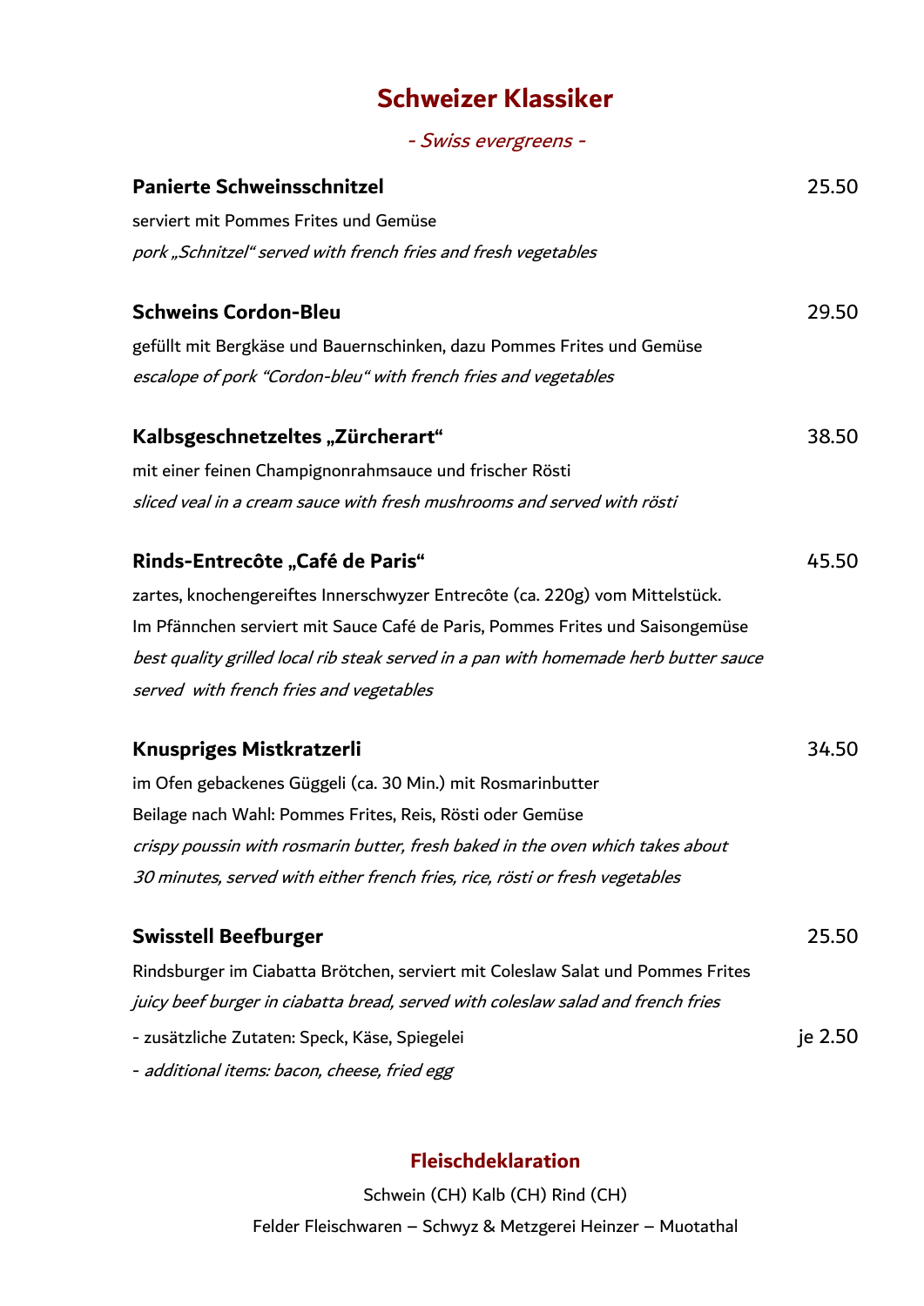# Schweizer Klassiker

*- Swiss evergreens -*

**Panierte Schweinsschnitzel** 25.50

serviert mit Pommes Frites und Gemüse

*pork „Schnitzel" served with french fries and fresh vegetables*

**Schweins Cordon-Bleu** 29.50

gefüllt mit Bergkäse und Bauernschinken, dazu Pommes Frites und Gemüse

*escalope of pork "Cordon-bleu" with french fries and vegetables*

**Kalbsgeschnetzeltes „Zürcherart"** 38.50

mit einer feinen Champignonrahmsauce und frischer Rösti

*sliced veal in a cream sauce with fresh mushrooms and served with rösti*

**Rinds-Entrecôte „Café de Paris"** 45.50

zartes, knochengereiftes Innerschwyzer Entrecôte (ca. 220g) vom Mittelstück.
Im Pfännchen serviert mit Sauce Café de Paris, Pommes Frites und Saisongemüse

*best quality grilled local rib steak served in a pan with homemade herb butter sauce served  with french fries and vegetables*

**Knuspriges Mistkratzerli** 34.50

im Ofen gebackenes Güggeli (ca. 30 Min.) mit Rosmarinbutter
Beilage nach Wahl: Pommes Frites, Reis, Rösti oder Gemüse

*crispy poussin with rosmarin butter, fresh baked in the oven which takes about 30 minutes, served with either french fries, rice, rösti or fresh vegetables*

**Swisstell Beefburger** 25.50

Rindsburger im Ciabatta Brötchen, serviert mit Coleslaw Salat und Pommes Frites

*juicy beef burger in ciabatta bread, served with coleslaw salad and french fries*

- zusätzliche Zutaten: Speck, Käse, Spiegelei je 2.50
- *additional items: bacon, cheese, fried egg*

## Fleischdeklaration

Schwein (CH) Kalb (CH) Rind (CH)

Felder Fleischwaren – Schwyz & Metzgerei Heinzer – Muotathal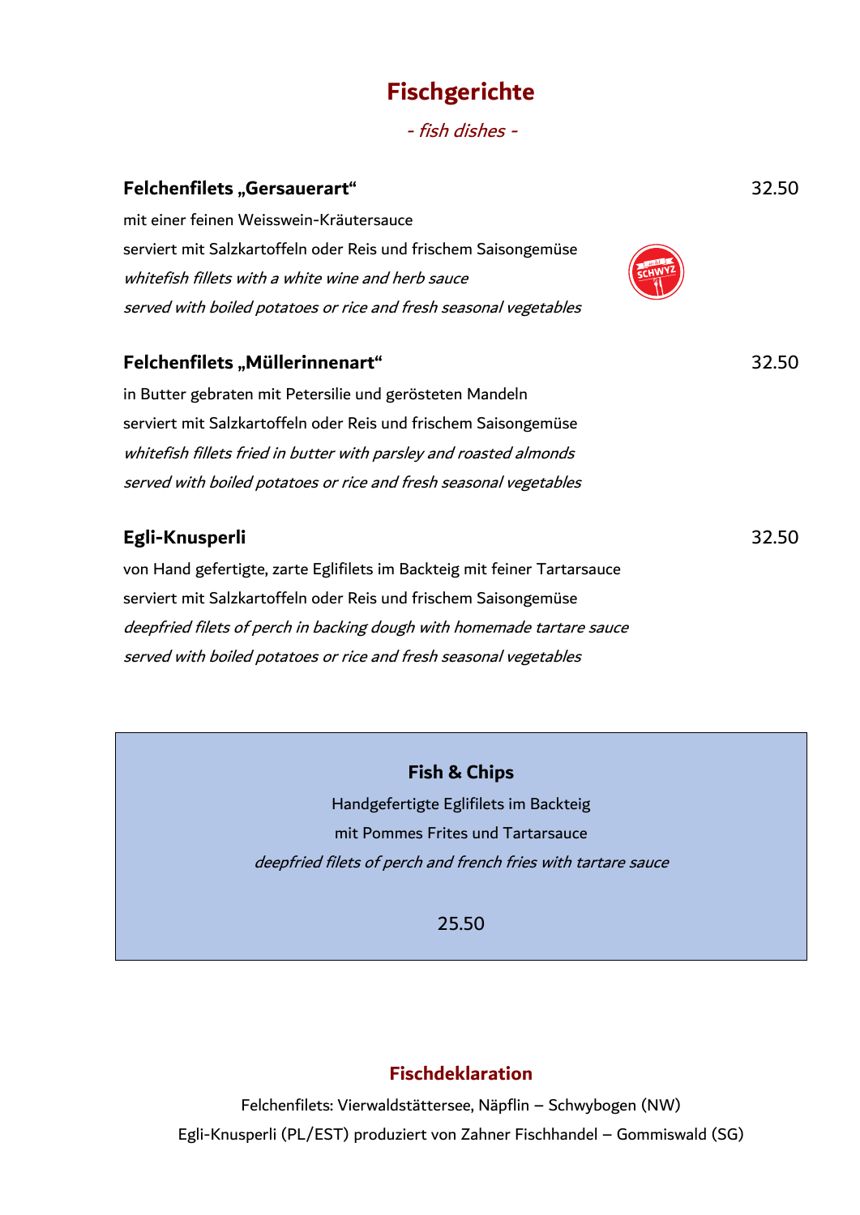# Fischgerichte

*- fish dishes -*

**Felchenfilets „Gersauerart"** 32.50

mit einer feinen Weisswein-Kräutersauce
serviert mit Salzkartoffeln oder Reis und frischem Saisongemüse
*whitefish fillets with a white wine and herb sauce*
*served with boiled potatoes or rice and fresh seasonal vegetables*

**Felchenfilets „Müllerinnenart"** 32.50

in Butter gebraten mit Petersilie und gerösteten Mandeln
serviert mit Salzkartoffeln oder Reis und frischem Saisongemüse
*whitefish fillets fried in butter with parsley and roasted almonds*
*served with boiled potatoes or rice and fresh seasonal vegetables*

**Egli-Knusperli** 32.50

von Hand gefertigte, zarte Eglifilets im Backteig mit feiner Tartarsauce
serviert mit Salzkartoffeln oder Reis und frischem Saisongemüse
*deepfried filets of perch in backing dough with homemade tartare sauce*
*served with boiled potatoes or rice and fresh seasonal vegetables*

**Fish & Chips**

Handgefertigte Eglifilets im Backteig
mit Pommes Frites und Tartarsauce
*deepfried filets of perch and french fries with tartare sauce*

25.50

## Fischdeklaration

Felchenfilets: Vierwaldstättersee, Näpflin – Schwybogen (NW)
Egli-Knusperli (PL/EST) produziert von Zahner Fischhandel – Gommiswald (SG)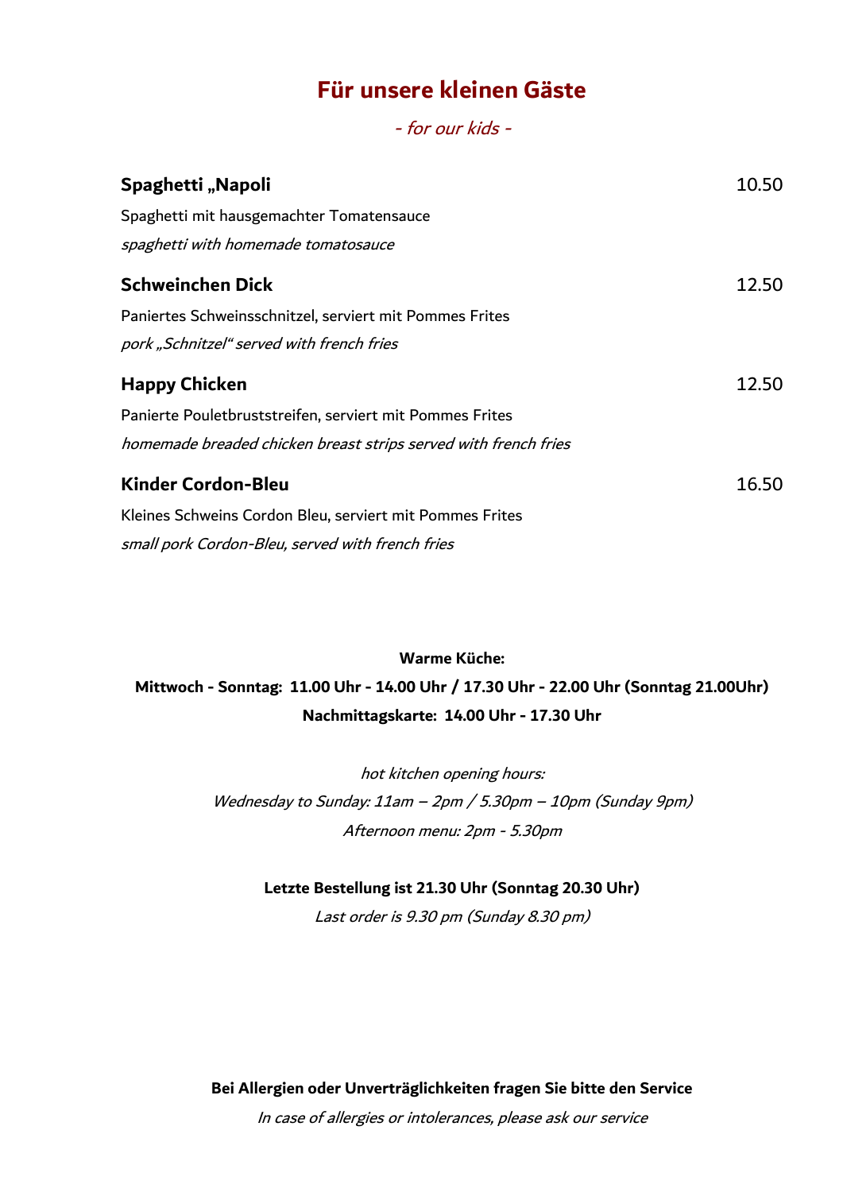# Für unsere kleinen Gäste

*- for our kids -*

**Spaghetti „Napoli** 10.50

Spaghetti mit hausgemachter Tomatensauce

*spaghetti with homemade tomatosauce*

**Schweinchen Dick** 12.50

Paniertes Schweinsschnitzel, serviert mit Pommes Frites

*pork „Schnitzel" served with french fries*

**Happy Chicken** 12.50

Panierte Pouletbruststreifen, serviert mit Pommes Frites

*homemade breaded chicken breast strips served with french fries*

**Kinder Cordon-Bleu** 16.50

Kleines Schweins Cordon Bleu, serviert mit Pommes Frites

*small pork Cordon-Bleu, served with french fries*

**Warme Küche:**

**Mittwoch - Sonntag: 11.00 Uhr - 14.00 Uhr / 17.30 Uhr - 22.00 Uhr (Sonntag 21.00Uhr)**

**Nachmittagskarte: 14.00 Uhr - 17.30 Uhr**

*hot kitchen opening hours:*

*Wednesday to Sunday: 11am – 2pm / 5.30pm – 10pm (Sunday 9pm)*

*Afternoon menu: 2pm - 5.30pm*

**Letzte Bestellung ist 21.30 Uhr (Sonntag 20.30 Uhr)**

*Last order is 9.30 pm (Sunday 8.30 pm)*

**Bei Allergien oder Unverträglichkeiten fragen Sie bitte den Service**

*In case of allergies or intolerances, please ask our service*